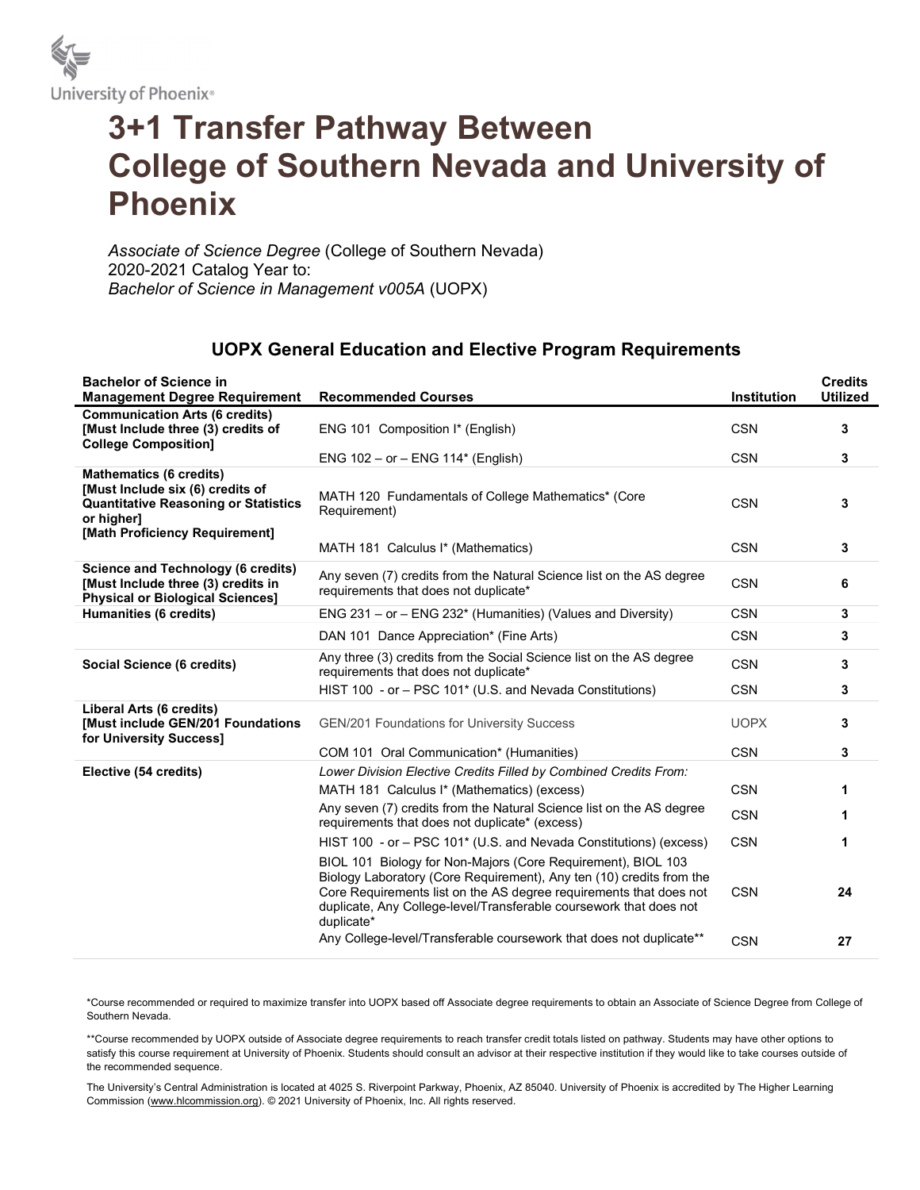University of Phoenix®

# 3+1 Transfer Pathway Between College of Southern Nevada and University of Phoenix

*Associate of Science Degree* (College of Southern Nevada)
2020-2021 Catalog Year to:
*Bachelor of Science in Management v005A* (UOPX)

## UOPX General Education and Elective Program Requirements

| Bachelor of Science in Management Degree Requirement | Recommended Courses | Institution | Credits Utilized |
|---|---|---|---|
| **Communication Arts (6 credits) [Must Include three (3) credits of College Composition]** | ENG 101 Composition I* (English) | CSN | 3 |
| | ENG 102 – or – ENG 114* (English) | CSN | 3 |
| **Mathematics (6 credits) [Must Include six (6) credits of Quantitative Reasoning or Statistics or higher] [Math Proficiency Requirement]** | MATH 120 Fundamentals of College Mathematics* (Core Requirement) | CSN | 3 |
| | MATH 181 Calculus I* (Mathematics) | CSN | 3 |
| **Science and Technology (6 credits) [Must Include three (3) credits in Physical or Biological Sciences]** | Any seven (7) credits from the Natural Science list on the AS degree requirements that does not duplicate* | CSN | 6 |
| **Humanities (6 credits)** | ENG 231 – or – ENG 232* (Humanities) (Values and Diversity) | CSN | 3 |
| | DAN 101 Dance Appreciation* (Fine Arts) | CSN | 3 |
| **Social Science (6 credits)** | Any three (3) credits from the Social Science list on the AS degree requirements that does not duplicate* | CSN | 3 |
| | HIST 100 - or – PSC 101* (U.S. and Nevada Constitutions) | CSN | 3 |
| **Liberal Arts (6 credits) [Must include GEN/201 Foundations for University Success]** | GEN/201 Foundations for University Success | UOPX | 3 |
| | COM 101 Oral Communication* (Humanities) | CSN | 3 |
| **Elective (54 credits)** | *Lower Division Elective Credits Filled by Combined Credits From:* | | |
| | MATH 181 Calculus I* (Mathematics) (excess) | CSN | 1 |
| | Any seven (7) credits from the Natural Science list on the AS degree requirements that does not duplicate* (excess) | CSN | 1 |
| | HIST 100 - or – PSC 101* (U.S. and Nevada Constitutions) (excess) | CSN | 1 |
| | BIOL 101 Biology for Non-Majors (Core Requirement), BIOL 103 Biology Laboratory (Core Requirement), Any ten (10) credits from the Core Requirements list on the AS degree requirements that does not duplicate, Any College-level/Transferable coursework that does not duplicate* | CSN | 24 |
| | Any College-level/Transferable coursework that does not duplicate** | CSN | 27 |

*Course recommended or required to maximize transfer into UOPX based off Associate degree requirements to obtain an Associate of Science Degree from College of Southern Nevada.

**Course recommended by UOPX outside of Associate degree requirements to reach transfer credit totals listed on pathway. Students may have other options to satisfy this course requirement at University of Phoenix. Students should consult an advisor at their respective institution if they would like to take courses outside of the recommended sequence.

The University's Central Administration is located at 4025 S. Riverpoint Parkway, Phoenix, AZ 85040. University of Phoenix is accredited by The Higher Learning Commission (www.hlcommission.org). © 2021 University of Phoenix, Inc. All rights reserved.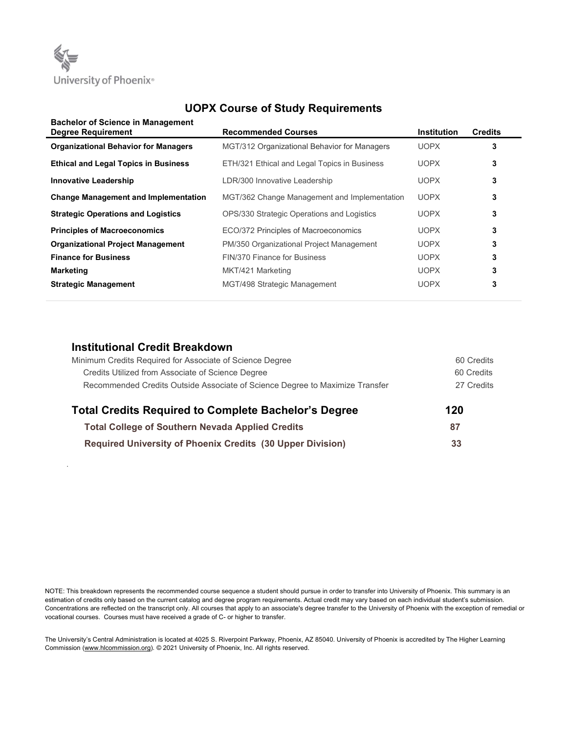University of Phoenix®

## UOPX Course of Study Requirements

| Bachelor of Science in Management Degree Requirement | Recommended Courses | Institution | Credits |
|---|---|---|---|
| **Organizational Behavior for Managers** | MGT/312 Organizational Behavior for Managers | UOPX | 3 |
| **Ethical and Legal Topics in Business** | ETH/321 Ethical and Legal Topics in Business | UOPX | 3 |
| **Innovative Leadership** | LDR/300 Innovative Leadership | UOPX | 3 |
| **Change Management and Implementation** | MGT/362 Change Management and Implementation | UOPX | 3 |
| **Strategic Operations and Logistics** | OPS/330 Strategic Operations and Logistics | UOPX | 3 |
| **Principles of Macroeconomics** | ECO/372 Principles of Macroeconomics | UOPX | 3 |
| **Organizational Project Management** | PM/350 Organizational Project Management | UOPX | 3 |
| **Finance for Business** | FIN/370 Finance for Business | UOPX | 3 |
| **Marketing** | MKT/421 Marketing | UOPX | 3 |
| **Strategic Management** | MGT/498 Strategic Management | UOPX | 3 |

### Institutional Credit Breakdown

| | |
|---|---|
| Minimum Credits Required for Associate of Science Degree | 60 Credits |
| Credits Utilized from Associate of Science Degree | 60 Credits |
| Recommended Credits Outside Associate of Science Degree to Maximize Transfer | 27 Credits |
| **Total Credits Required to Complete Bachelor's Degree** | **120** |
| **Total College of Southern Nevada Applied Credits** | **87** |
| **Required University of Phoenix Credits (30 Upper Division)** | **33** |

NOTE: This breakdown represents the recommended course sequence a student should pursue in order to transfer into University of Phoenix. This summary is an estimation of credits only based on the current catalog and degree program requirements. Actual credit may vary based on each individual student's submission. Concentrations are reflected on the transcript only. All courses that apply to an associate's degree transfer to the University of Phoenix with the exception of remedial or vocational courses. Courses must have received a grade of C- or higher to transfer.

The University's Central Administration is located at 4025 S. Riverpoint Parkway, Phoenix, AZ 85040. University of Phoenix is accredited by The Higher Learning Commission (www.hlcommission.org). © 2021 University of Phoenix, Inc. All rights reserved.